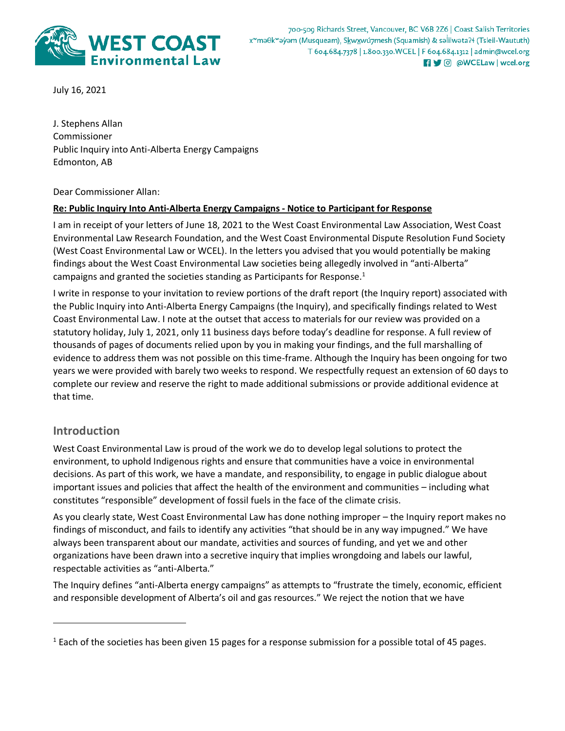WEST COAST Environmental Law

700-509 Richards Street, Vancouver, BC V6B 2Z6 | Coast Salish Territories
xʷməθkʷəy̓əm (Musqueam), Sḵwx̱wú7mesh (Squamish) & səl̓ilwətaʔɬ (Tsleil-Waututh)
T 604.684.7378 | 1.800.330.WCEL | F 604.684.1312 | admin@wcel.org
@WCELaw | wcel.org

July 16, 2021

J. Stephens Allan
Commissioner
Public Inquiry into Anti-Alberta Energy Campaigns
Edmonton, AB

Dear Commissioner Allan:

**Re: Public Inquiry Into Anti-Alberta Energy Campaigns - Notice to Participant for Response**

I am in receipt of your letters of June 18, 2021 to the West Coast Environmental Law Association, West Coast Environmental Law Research Foundation, and the West Coast Environmental Dispute Resolution Fund Society (West Coast Environmental Law or WCEL). In the letters you advised that you would potentially be making findings about the West Coast Environmental Law societies being allegedly involved in "anti-Alberta" campaigns and granted the societies standing as Participants for Response.[1]

I write in response to your invitation to review portions of the draft report (the Inquiry report) associated with the Public Inquiry into Anti-Alberta Energy Campaigns (the Inquiry), and specifically findings related to West Coast Environmental Law. I note at the outset that access to materials for our review was provided on a statutory holiday, July 1, 2021, only 11 business days before today's deadline for response. A full review of thousands of pages of documents relied upon by you in making your findings, and the full marshalling of evidence to address them was not possible on this time-frame. Although the Inquiry has been ongoing for two years we were provided with barely two weeks to respond. We respectfully request an extension of 60 days to complete our review and reserve the right to made additional submissions or provide additional evidence at that time.

## Introduction

West Coast Environmental Law is proud of the work we do to develop legal solutions to protect the environment, to uphold Indigenous rights and ensure that communities have a voice in environmental decisions. As part of this work, we have a mandate, and responsibility, to engage in public dialogue about important issues and policies that affect the health of the environment and communities – including what constitutes "responsible" development of fossil fuels in the face of the climate crisis.

As you clearly state, West Coast Environmental Law has done nothing improper – the Inquiry report makes no findings of misconduct, and fails to identify any activities "that should be in any way impugned." We have always been transparent about our mandate, activities and sources of funding, and yet we and other organizations have been drawn into a secretive inquiry that implies wrongdoing and labels our lawful, respectable activities as "anti-Alberta."

The Inquiry defines "anti-Alberta energy campaigns" as attempts to "frustrate the timely, economic, efficient and responsible development of Alberta's oil and gas resources." We reject the notion that we have

[1] Each of the societies has been given 15 pages for a response submission for a possible total of 45 pages.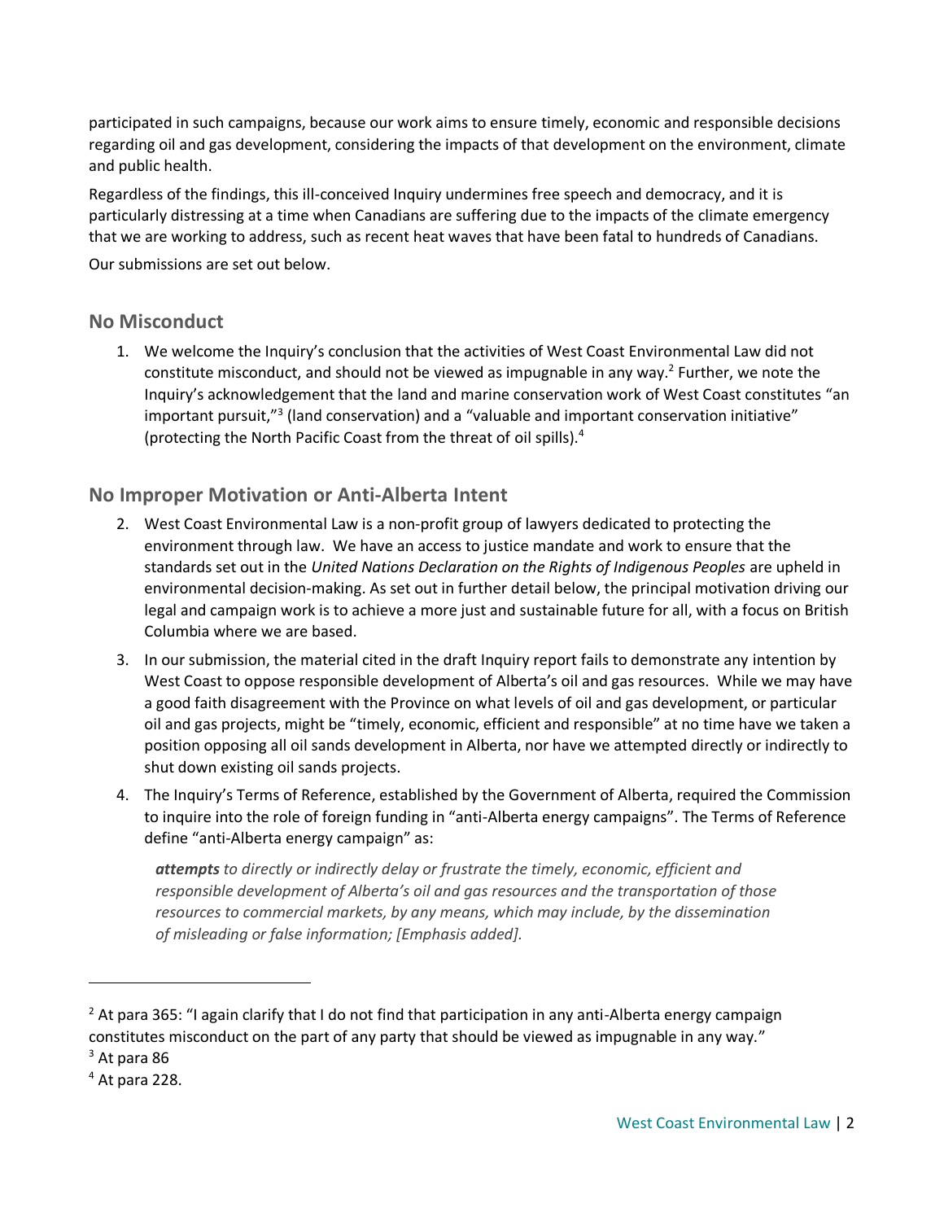participated in such campaigns, because our work aims to ensure timely, economic and responsible decisions regarding oil and gas development, considering the impacts of that development on the environment, climate and public health.

Regardless of the findings, this ill-conceived Inquiry undermines free speech and democracy, and it is particularly distressing at a time when Canadians are suffering due to the impacts of the climate emergency that we are working to address, such as recent heat waves that have been fatal to hundreds of Canadians.

Our submissions are set out below.

## No Misconduct

1. We welcome the Inquiry's conclusion that the activities of West Coast Environmental Law did not constitute misconduct, and should not be viewed as impugnable in any way.[2] Further, we note the Inquiry's acknowledgement that the land and marine conservation work of West Coast constitutes "an important pursuit,"[3] (land conservation) and a "valuable and important conservation initiative" (protecting the North Pacific Coast from the threat of oil spills).[4]

## No Improper Motivation or Anti-Alberta Intent

2. West Coast Environmental Law is a non-profit group of lawyers dedicated to protecting the environment through law. We have an access to justice mandate and work to ensure that the standards set out in the *United Nations Declaration on the Rights of Indigenous Peoples* are upheld in environmental decision-making. As set out in further detail below, the principal motivation driving our legal and campaign work is to achieve a more just and sustainable future for all, with a focus on British Columbia where we are based.
3. In our submission, the material cited in the draft Inquiry report fails to demonstrate any intention by West Coast to oppose responsible development of Alberta's oil and gas resources. While we may have a good faith disagreement with the Province on what levels of oil and gas development, or particular oil and gas projects, might be "timely, economic, efficient and responsible" at no time have we taken a position opposing all oil sands development in Alberta, nor have we attempted directly or indirectly to shut down existing oil sands projects.
4. The Inquiry's Terms of Reference, established by the Government of Alberta, required the Commission to inquire into the role of foreign funding in "anti-Alberta energy campaigns". The Terms of Reference define "anti-Alberta energy campaign" as:

   > ***attempts*** *to directly or indirectly delay or frustrate the timely, economic, efficient and responsible development of Alberta's oil and gas resources and the transportation of those resources to commercial markets, by any means, which may include, by the dissemination of misleading or false information; [Emphasis added].*

---

[2] At para 365: "I again clarify that I do not find that participation in any anti-Alberta energy campaign constitutes misconduct on the part of any party that should be viewed as impugnable in any way."

[3] At para 86

[4] At para 228.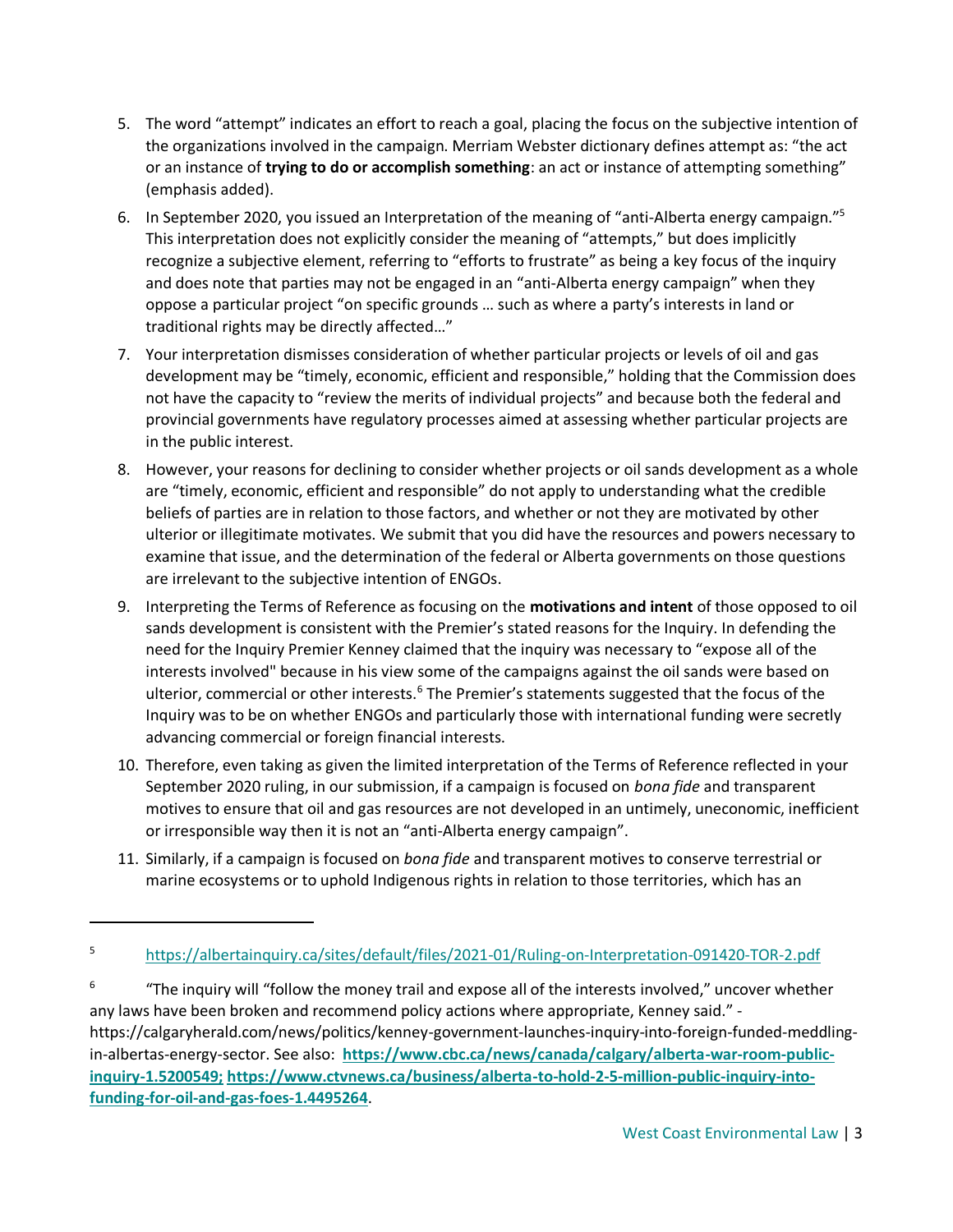5. The word "attempt" indicates an effort to reach a goal, placing the focus on the subjective intention of the organizations involved in the campaign. Merriam Webster dictionary defines attempt as: "the act or an instance of **trying to do or accomplish something**: an act or instance of attempting something" (emphasis added).

6. In September 2020, you issued an Interpretation of the meaning of "anti-Alberta energy campaign."[5] This interpretation does not explicitly consider the meaning of "attempts," but does implicitly recognize a subjective element, referring to "efforts to frustrate" as being a key focus of the inquiry and does note that parties may not be engaged in an "anti-Alberta energy campaign" when they oppose a particular project "on specific grounds … such as where a party's interests in land or traditional rights may be directly affected…"

7. Your interpretation dismisses consideration of whether particular projects or levels of oil and gas development may be "timely, economic, efficient and responsible," holding that the Commission does not have the capacity to "review the merits of individual projects" and because both the federal and provincial governments have regulatory processes aimed at assessing whether particular projects are in the public interest.

8. However, your reasons for declining to consider whether projects or oil sands development as a whole are "timely, economic, efficient and responsible" do not apply to understanding what the credible beliefs of parties are in relation to those factors, and whether or not they are motivated by other ulterior or illegitimate motivates. We submit that you did have the resources and powers necessary to examine that issue, and the determination of the federal or Alberta governments on those questions are irrelevant to the subjective intention of ENGOs.

9. Interpreting the Terms of Reference as focusing on the **motivations and intent** of those opposed to oil sands development is consistent with the Premier's stated reasons for the Inquiry. In defending the need for the Inquiry Premier Kenney claimed that the inquiry was necessary to "expose all of the interests involved" because in his view some of the campaigns against the oil sands were based on ulterior, commercial or other interests.[6] The Premier's statements suggested that the focus of the Inquiry was to be on whether ENGOs and particularly those with international funding were secretly advancing commercial or foreign financial interests.

10. Therefore, even taking as given the limited interpretation of the Terms of Reference reflected in your September 2020 ruling, in our submission, if a campaign is focused on *bona fide* and transparent motives to ensure that oil and gas resources are not developed in an untimely, uneconomic, inefficient or irresponsible way then it is not an "anti-Alberta energy campaign".

11. Similarly, if a campaign is focused on *bona fide* and transparent motives to conserve terrestrial or marine ecosystems or to uphold Indigenous rights in relation to those territories, which has an

---

[5] https://albertainquiry.ca/sites/default/files/2021-01/Ruling-on-Interpretation-091420-TOR-2.pdf

[6] "The inquiry will "follow the money trail and expose all of the interests involved," uncover whether any laws have been broken and recommend policy actions where appropriate, Kenney said." - https://calgaryherald.com/news/politics/kenney-government-launches-inquiry-into-foreign-funded-meddling-in-albertas-energy-sector. See also: **https://www.cbc.ca/news/canada/calgary/alberta-war-room-public-inquiry-1.5200549; https://www.ctvnews.ca/business/alberta-to-hold-2-5-million-public-inquiry-into-funding-for-oil-and-gas-foes-1.4495264**.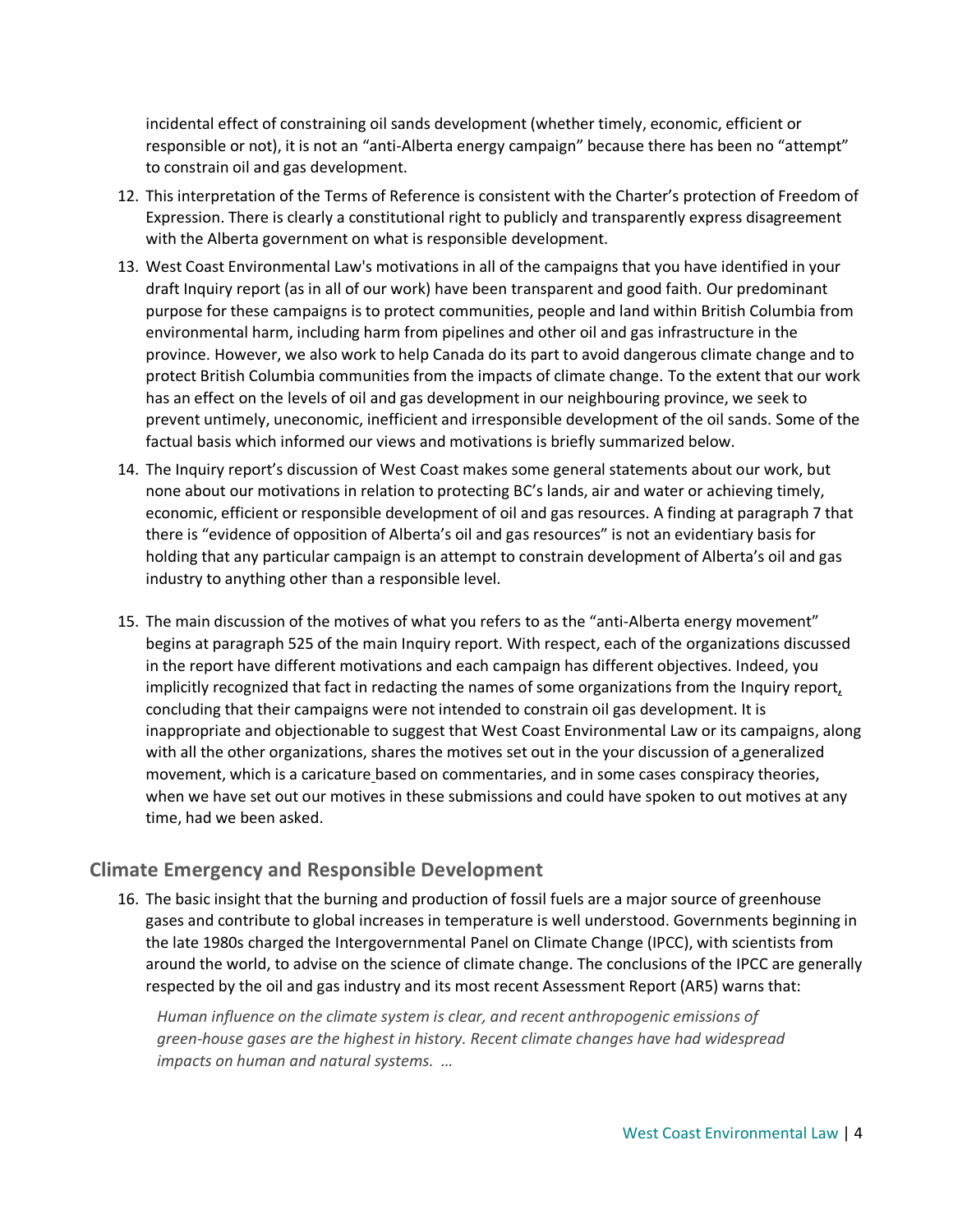incidental effect of constraining oil sands development (whether timely, economic, efficient or responsible or not), it is not an "anti-Alberta energy campaign" because there has been no "attempt" to constrain oil and gas development.

12. This interpretation of the Terms of Reference is consistent with the Charter's protection of Freedom of Expression. There is clearly a constitutional right to publicly and transparently express disagreement with the Alberta government on what is responsible development.

13. West Coast Environmental Law's motivations in all of the campaigns that you have identified in your draft Inquiry report (as in all of our work) have been transparent and good faith. Our predominant purpose for these campaigns is to protect communities, people and land within British Columbia from environmental harm, including harm from pipelines and other oil and gas infrastructure in the province. However, we also work to help Canada do its part to avoid dangerous climate change and to protect British Columbia communities from the impacts of climate change. To the extent that our work has an effect on the levels of oil and gas development in our neighbouring province, we seek to prevent untimely, uneconomic, inefficient and irresponsible development of the oil sands. Some of the factual basis which informed our views and motivations is briefly summarized below.

14. The Inquiry report's discussion of West Coast makes some general statements about our work, but none about our motivations in relation to protecting BC's lands, air and water or achieving timely, economic, efficient or responsible development of oil and gas resources. A finding at paragraph 7 that there is "evidence of opposition of Alberta's oil and gas resources" is not an evidentiary basis for holding that any particular campaign is an attempt to constrain development of Alberta's oil and gas industry to anything other than a responsible level.

15. The main discussion of the motives of what you refers to as the "anti-Alberta energy movement" begins at paragraph 525 of the main Inquiry report. With respect, each of the organizations discussed in the report have different motivations and each campaign has different objectives. Indeed, you implicitly recognized that fact in redacting the names of some organizations from the Inquiry report, concluding that their campaigns were not intended to constrain oil gas development. It is inappropriate and objectionable to suggest that West Coast Environmental Law or its campaigns, along with all the other organizations, shares the motives set out in the your discussion of a generalized movement, which is a caricature based on commentaries, and in some cases conspiracy theories, when we have set out our motives in these submissions and could have spoken to out motives at any time, had we been asked.

## Climate Emergency and Responsible Development

16. The basic insight that the burning and production of fossil fuels are a major source of greenhouse gases and contribute to global increases in temperature is well understood. Governments beginning in the late 1980s charged the Intergovernmental Panel on Climate Change (IPCC), with scientists from around the world, to advise on the science of climate change. The conclusions of the IPCC are generally respected by the oil and gas industry and its most recent Assessment Report (AR5) warns that:

    *Human influence on the climate system is clear, and recent anthropogenic emissions of green-house gases are the highest in history. Recent climate changes have had widespread impacts on human and natural systems. …*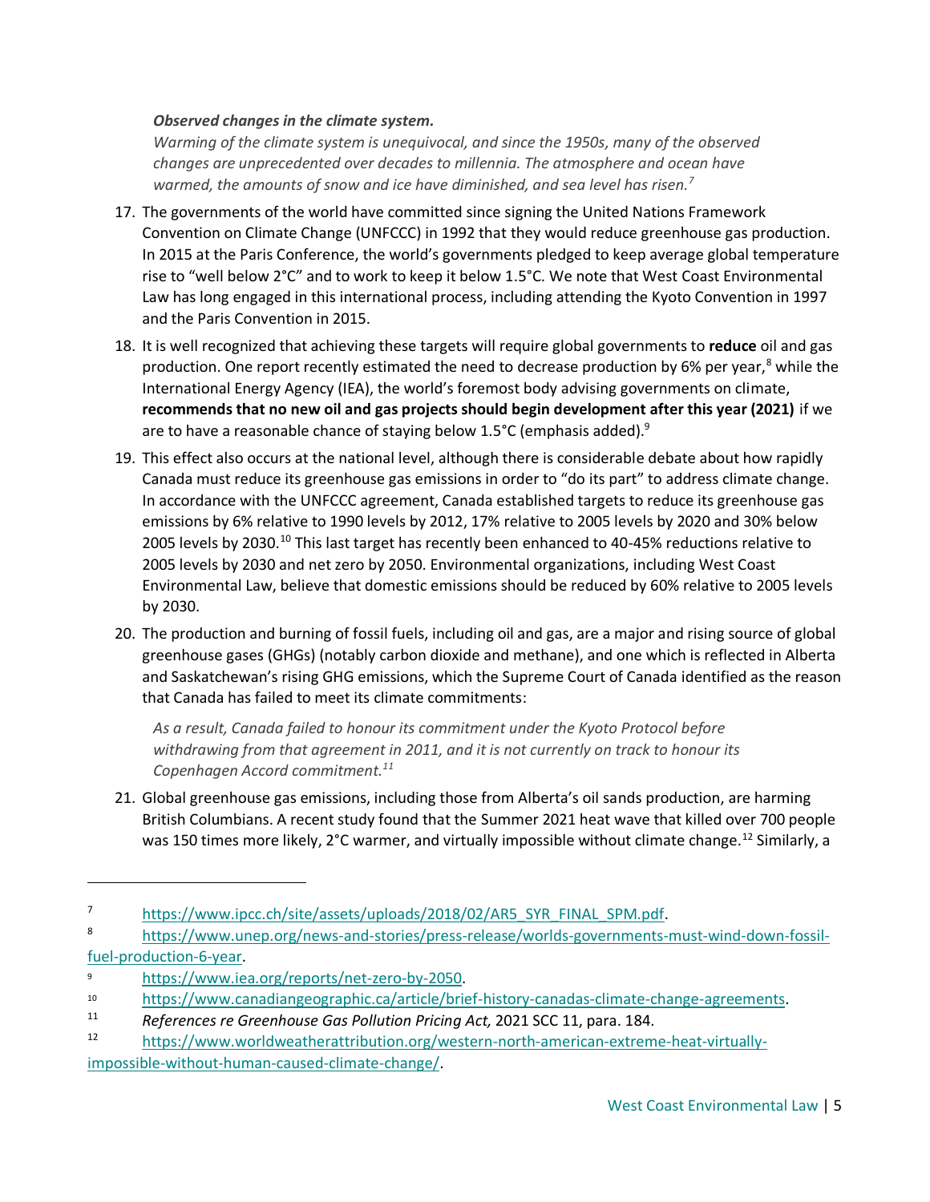> ***Observed changes in the climate system.***
> *Warming of the climate system is unequivocal, and since the 1950s, many of the observed changes are unprecedented over decades to millennia. The atmosphere and ocean have warmed, the amounts of snow and ice have diminished, and sea level has risen.*[7]

17. The governments of the world have committed since signing the United Nations Framework Convention on Climate Change (UNFCCC) in 1992 that they would reduce greenhouse gas production. In 2015 at the Paris Conference, the world's governments pledged to keep average global temperature rise to "well below 2°C" and to work to keep it below 1.5°C. We note that West Coast Environmental Law has long engaged in this international process, including attending the Kyoto Convention in 1997 and the Paris Convention in 2015.

18. It is well recognized that achieving these targets will require global governments to **reduce** oil and gas production. One report recently estimated the need to decrease production by 6% per year,[8] while the International Energy Agency (IEA), the world's foremost body advising governments on climate, **recommends that no new oil and gas projects should begin development after this year (2021)** if we are to have a reasonable chance of staying below 1.5°C (emphasis added).[9]

19. This effect also occurs at the national level, although there is considerable debate about how rapidly Canada must reduce its greenhouse gas emissions in order to "do its part" to address climate change. In accordance with the UNFCCC agreement, Canada established targets to reduce its greenhouse gas emissions by 6% relative to 1990 levels by 2012, 17% relative to 2005 levels by 2020 and 30% below 2005 levels by 2030.[10] This last target has recently been enhanced to 40-45% reductions relative to 2005 levels by 2030 and net zero by 2050. Environmental organizations, including West Coast Environmental Law, believe that domestic emissions should be reduced by 60% relative to 2005 levels by 2030.

20. The production and burning of fossil fuels, including oil and gas, are a major and rising source of global greenhouse gases (GHGs) (notably carbon dioxide and methane), and one which is reflected in Alberta and Saskatchewan's rising GHG emissions, which the Supreme Court of Canada identified as the reason that Canada has failed to meet its climate commitments:

    > *As a result, Canada failed to honour its commitment under the Kyoto Protocol before withdrawing from that agreement in 2011, and it is not currently on track to honour its Copenhagen Accord commitment.*[11]

21. Global greenhouse gas emissions, including those from Alberta's oil sands production, are harming British Columbians. A recent study found that the Summer 2021 heat wave that killed over 700 people was 150 times more likely, 2°C warmer, and virtually impossible without climate change.[12] Similarly, a

---

[7] https://www.ipcc.ch/site/assets/uploads/2018/02/AR5_SYR_FINAL_SPM.pdf.

[8] https://www.unep.org/news-and-stories/press-release/worlds-governments-must-wind-down-fossil-fuel-production-6-year.

[9] https://www.iea.org/reports/net-zero-by-2050.

[10] https://www.canadiangeographic.ca/article/brief-history-canadas-climate-change-agreements.

[11] *References re Greenhouse Gas Pollution Pricing Act,* 2021 SCC 11, para. 184.

[12] https://www.worldweatherattribution.org/western-north-american-extreme-heat-virtually-impossible-without-human-caused-climate-change/.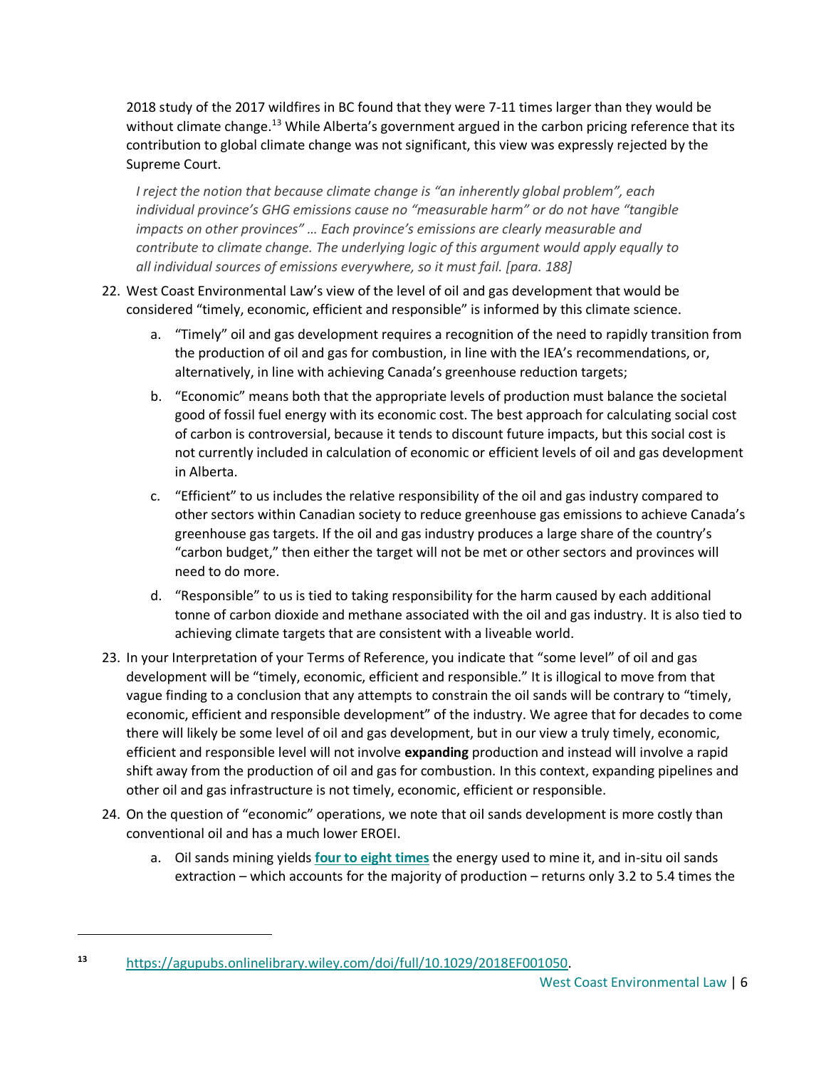2018 study of the 2017 wildfires in BC found that they were 7-11 times larger than they would be without climate change.[13] While Alberta's government argued in the carbon pricing reference that its contribution to global climate change was not significant, this view was expressly rejected by the Supreme Court.

> *I reject the notion that because climate change is "an inherently global problem", each individual province's GHG emissions cause no "measurable harm" or do not have "tangible impacts on other provinces" … Each province's emissions are clearly measurable and contribute to climate change. The underlying logic of this argument would apply equally to all individual sources of emissions everywhere, so it must fail. [para. 188]*

22. West Coast Environmental Law's view of the level of oil and gas development that would be considered "timely, economic, efficient and responsible" is informed by this climate science.
    a. "Timely" oil and gas development requires a recognition of the need to rapidly transition from the production of oil and gas for combustion, in line with the IEA's recommendations, or, alternatively, in line with achieving Canada's greenhouse reduction targets;
    b. "Economic" means both that the appropriate levels of production must balance the societal good of fossil fuel energy with its economic cost. The best approach for calculating social cost of carbon is controversial, because it tends to discount future impacts, but this social cost is not currently included in calculation of economic or efficient levels of oil and gas development in Alberta.
    c. "Efficient" to us includes the relative responsibility of the oil and gas industry compared to other sectors within Canadian society to reduce greenhouse gas emissions to achieve Canada's greenhouse gas targets. If the oil and gas industry produces a large share of the country's "carbon budget," then either the target will not be met or other sectors and provinces will need to do more.
    d. "Responsible" to us is tied to taking responsibility for the harm caused by each additional tonne of carbon dioxide and methane associated with the oil and gas industry. It is also tied to achieving climate targets that are consistent with a liveable world.
23. In your Interpretation of your Terms of Reference, you indicate that "some level" of oil and gas development will be "timely, economic, efficient and responsible." It is illogical to move from that vague finding to a conclusion that any attempts to constrain the oil sands will be contrary to "timely, economic, efficient and responsible development" of the industry. We agree that for decades to come there will likely be some level of oil and gas development, but in our view a truly timely, economic, efficient and responsible level will not involve **expanding** production and instead will involve a rapid shift away from the production of oil and gas for combustion. In this context, expanding pipelines and other oil and gas infrastructure is not timely, economic, efficient or responsible.
24. On the question of "economic" operations, we note that oil sands development is more costly than conventional oil and has a much lower EROEI.
    a. Oil sands mining yields **four to eight times** the energy used to mine it, and in-situ oil sands extraction – which accounts for the majority of production – returns only 3.2 to 5.4 times the

---

[13] https://agupubs.onlinelibrary.wiley.com/doi/full/10.1029/2018EF001050.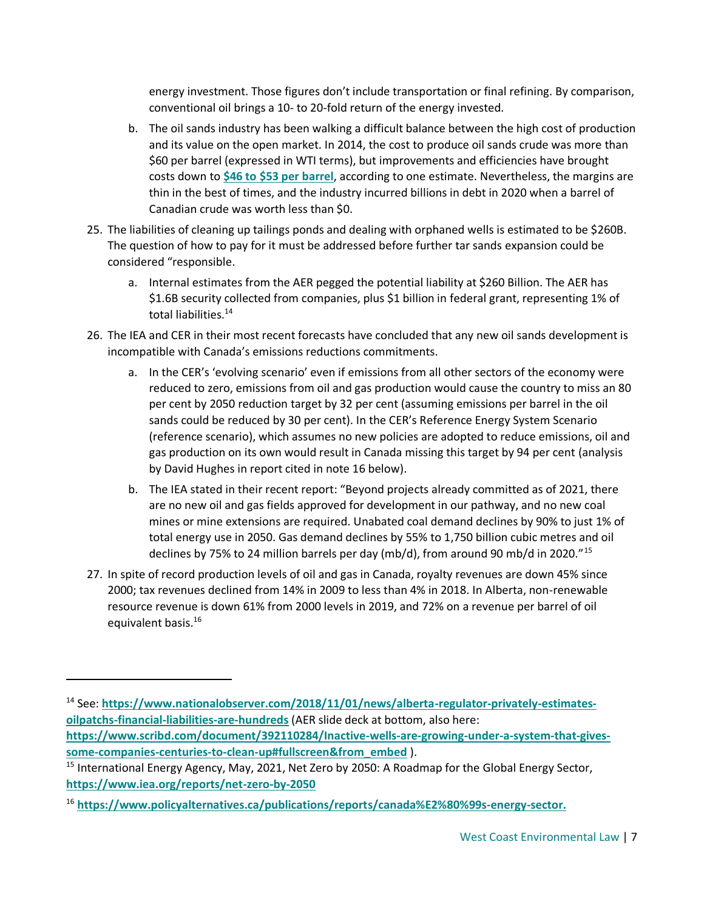energy investment. Those figures don't include transportation or final refining. By comparison, conventional oil brings a 10- to 20-fold return of the energy invested.

b. The oil sands industry has been walking a difficult balance between the high cost of production and its value on the open market. In 2014, the cost to produce oil sands crude was more than $60 per barrel (expressed in WTI terms), but improvements and efficiencies have brought costs down to **$46 to $53 per barrel**, according to one estimate. Nevertheless, the margins are thin in the best of times, and the industry incurred billions in debt in 2020 when a barrel of Canadian crude was worth less than $0.

25. The liabilities of cleaning up tailings ponds and dealing with orphaned wells is estimated to be $260B. The question of how to pay for it must be addressed before further tar sands expansion could be considered "responsible.

    a. Internal estimates from the AER pegged the potential liability at $260 Billion. The AER has $1.6B security collected from companies, plus $1 billion in federal grant, representing 1% of total liabilities.[14]

26. The IEA and CER in their most recent forecasts have concluded that any new oil sands development is incompatible with Canada's emissions reductions commitments.

    a. In the CER's 'evolving scenario' even if emissions from all other sectors of the economy were reduced to zero, emissions from oil and gas production would cause the country to miss an 80 per cent by 2050 reduction target by 32 per cent (assuming emissions per barrel in the oil sands could be reduced by 30 per cent). In the CER's Reference Energy System Scenario (reference scenario), which assumes no new policies are adopted to reduce emissions, oil and gas production on its own would result in Canada missing this target by 94 per cent (analysis by David Hughes in report cited in note 16 below).

    b. The IEA stated in their recent report: "Beyond projects already committed as of 2021, there are no new oil and gas fields approved for development in our pathway, and no new coal mines or mine extensions are required. Unabated coal demand declines by 90% to just 1% of total energy use in 2050. Gas demand declines by 55% to 1,750 billion cubic metres and oil declines by 75% to 24 million barrels per day (mb/d), from around 90 mb/d in 2020."[15]

27. In spite of record production levels of oil and gas in Canada, royalty revenues are down 45% since 2000; tax revenues declined from 14% in 2009 to less than 4% in 2018. In Alberta, non-renewable resource revenue is down 61% from 2000 levels in 2019, and 72% on a revenue per barrel of oil equivalent basis.[16]

---

[14] See: **https://www.nationalobserver.com/2018/11/01/news/alberta-regulator-privately-estimates-oilpatchs-financial-liabilities-are-hundreds** (AER slide deck at bottom, also here: **https://www.scribd.com/document/392110284/Inactive-wells-are-growing-under-a-system-that-gives-some-companies-centuries-to-clean-up#fullscreen&from_embed** ).

[15] International Energy Agency, May, 2021, Net Zero by 2050: A Roadmap for the Global Energy Sector, **https://www.iea.org/reports/net-zero-by-2050**

[16] **https://www.policyalternatives.ca/publications/reports/canada%E2%80%99s-energy-sector.**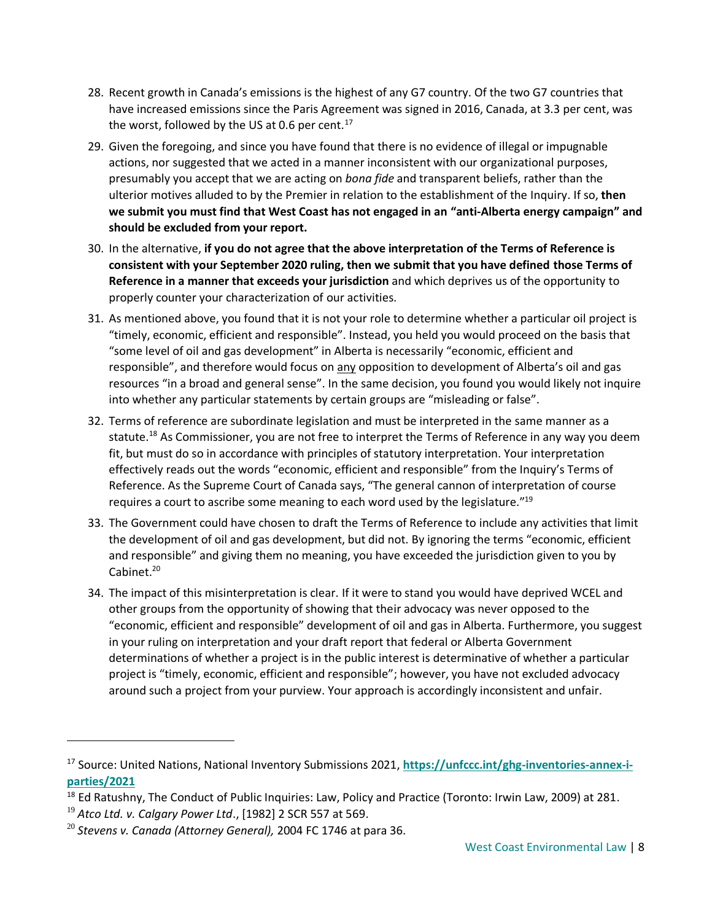28. Recent growth in Canada's emissions is the highest of any G7 country. Of the two G7 countries that have increased emissions since the Paris Agreement was signed in 2016, Canada, at 3.3 per cent, was the worst, followed by the US at 0.6 per cent.[17]

29. Given the foregoing, and since you have found that there is no evidence of illegal or impugnable actions, nor suggested that we acted in a manner inconsistent with our organizational purposes, presumably you accept that we are acting on *bona fide* and transparent beliefs, rather than the ulterior motives alluded to by the Premier in relation to the establishment of the Inquiry. If so, **then we submit you must find that West Coast has not engaged in an "anti-Alberta energy campaign" and should be excluded from your report.**

30. In the alternative, **if you do not agree that the above interpretation of the Terms of Reference is consistent with your September 2020 ruling, then we submit that you have defined those Terms of Reference in a manner that exceeds your jurisdiction** and which deprives us of the opportunity to properly counter your characterization of our activities.

31. As mentioned above, you found that it is not your role to determine whether a particular oil project is "timely, economic, efficient and responsible". Instead, you held you would proceed on the basis that "some level of oil and gas development" in Alberta is necessarily "economic, efficient and responsible", and therefore would focus on <u>any</u> opposition to development of Alberta's oil and gas resources "in a broad and general sense". In the same decision, you found you would likely not inquire into whether any particular statements by certain groups are "misleading or false".

32. Terms of reference are subordinate legislation and must be interpreted in the same manner as a statute.[18] As Commissioner, you are not free to interpret the Terms of Reference in any way you deem fit, but must do so in accordance with principles of statutory interpretation. Your interpretation effectively reads out the words "economic, efficient and responsible" from the Inquiry's Terms of Reference. As the Supreme Court of Canada says, "The general cannon of interpretation of course requires a court to ascribe some meaning to each word used by the legislature."[19]

33. The Government could have chosen to draft the Terms of Reference to include any activities that limit the development of oil and gas development, but did not. By ignoring the terms "economic, efficient and responsible" and giving them no meaning, you have exceeded the jurisdiction given to you by Cabinet.[20]

34. The impact of this misinterpretation is clear. If it were to stand you would have deprived WCEL and other groups from the opportunity of showing that their advocacy was never opposed to the "economic, efficient and responsible" development of oil and gas in Alberta. Furthermore, you suggest in your ruling on interpretation and your draft report that federal or Alberta Government determinations of whether a project is in the public interest is determinative of whether a particular project is "timely, economic, efficient and responsible"; however, you have not excluded advocacy around such a project from your purview. Your approach is accordingly inconsistent and unfair.

---

[17] Source: United Nations, National Inventory Submissions 2021, **https://unfccc.int/ghg-inventories-annex-i-parties/2021**

[18] Ed Ratushny, The Conduct of Public Inquiries: Law, Policy and Practice (Toronto: Irwin Law, 2009) at 281.

[19] *Atco Ltd. v. Calgary Power Ltd*., [1982] 2 SCR 557 at 569.

[20] *Stevens v. Canada (Attorney General),* 2004 FC 1746 at para 36.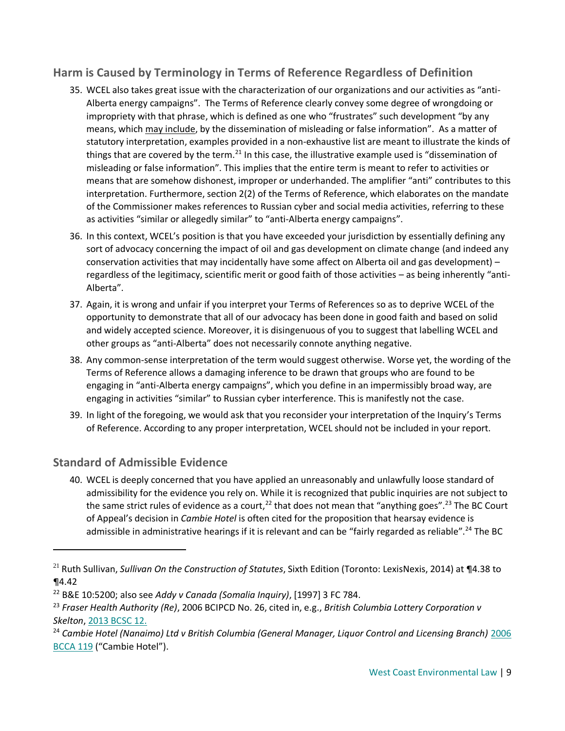## Harm is Caused by Terminology in Terms of Reference Regardless of Definition

35. WCEL also takes great issue with the characterization of our organizations and our activities as "anti-Alberta energy campaigns". The Terms of Reference clearly convey some degree of wrongdoing or impropriety with that phrase, which is defined as one who "frustrates" such development "by any means, which may include, by the dissemination of misleading or false information". As a matter of statutory interpretation, examples provided in a non-exhaustive list are meant to illustrate the kinds of things that are covered by the term.[21] In this case, the illustrative example used is "dissemination of misleading or false information". This implies that the entire term is meant to refer to activities or means that are somehow dishonest, improper or underhanded. The amplifier "anti" contributes to this interpretation. Furthermore, section 2(2) of the Terms of Reference, which elaborates on the mandate of the Commissioner makes references to Russian cyber and social media activities, referring to these as activities "similar or allegedly similar" to "anti-Alberta energy campaigns".

36. In this context, WCEL's position is that you have exceeded your jurisdiction by essentially defining any sort of advocacy concerning the impact of oil and gas development on climate change (and indeed any conservation activities that may incidentally have some affect on Alberta oil and gas development) – regardless of the legitimacy, scientific merit or good faith of those activities – as being inherently "anti-Alberta".

37. Again, it is wrong and unfair if you interpret your Terms of References so as to deprive WCEL of the opportunity to demonstrate that all of our advocacy has been done in good faith and based on solid and widely accepted science. Moreover, it is disingenuous of you to suggest that labelling WCEL and other groups as "anti-Alberta" does not necessarily connote anything negative.

38. Any common-sense interpretation of the term would suggest otherwise. Worse yet, the wording of the Terms of Reference allows a damaging inference to be drawn that groups who are found to be engaging in "anti-Alberta energy campaigns", which you define in an impermissibly broad way, are engaging in activities "similar" to Russian cyber interference. This is manifestly not the case.

39. In light of the foregoing, we would ask that you reconsider your interpretation of the Inquiry's Terms of Reference. According to any proper interpretation, WCEL should not be included in your report.

## Standard of Admissible Evidence

40. WCEL is deeply concerned that you have applied an unreasonably and unlawfully loose standard of admissibility for the evidence you rely on. While it is recognized that public inquiries are not subject to the same strict rules of evidence as a court,[22] that does not mean that "anything goes".[23] The BC Court of Appeal's decision in *Cambie Hotel* is often cited for the proposition that hearsay evidence is admissible in administrative hearings if it is relevant and can be "fairly regarded as reliable".[24] The BC

---

[21] Ruth Sullivan, *Sullivan On the Construction of Statutes*, Sixth Edition (Toronto: LexisNexis, 2014) at ¶4.38 to ¶4.42

[22] B&E 10:5200; also see *Addy v Canada (Somalia Inquiry)*, [1997] 3 FC 784.

[23] *Fraser Health Authority (Re)*, 2006 BCIPCD No. 26, cited in, e.g., *British Columbia Lottery Corporation v Skelton*, 2013 BCSC 12.

[24] *Cambie Hotel (Nanaimo) Ltd v British Columbia (General Manager, Liquor Control and Licensing Branch)* 2006 BCCA 119 ("Cambie Hotel").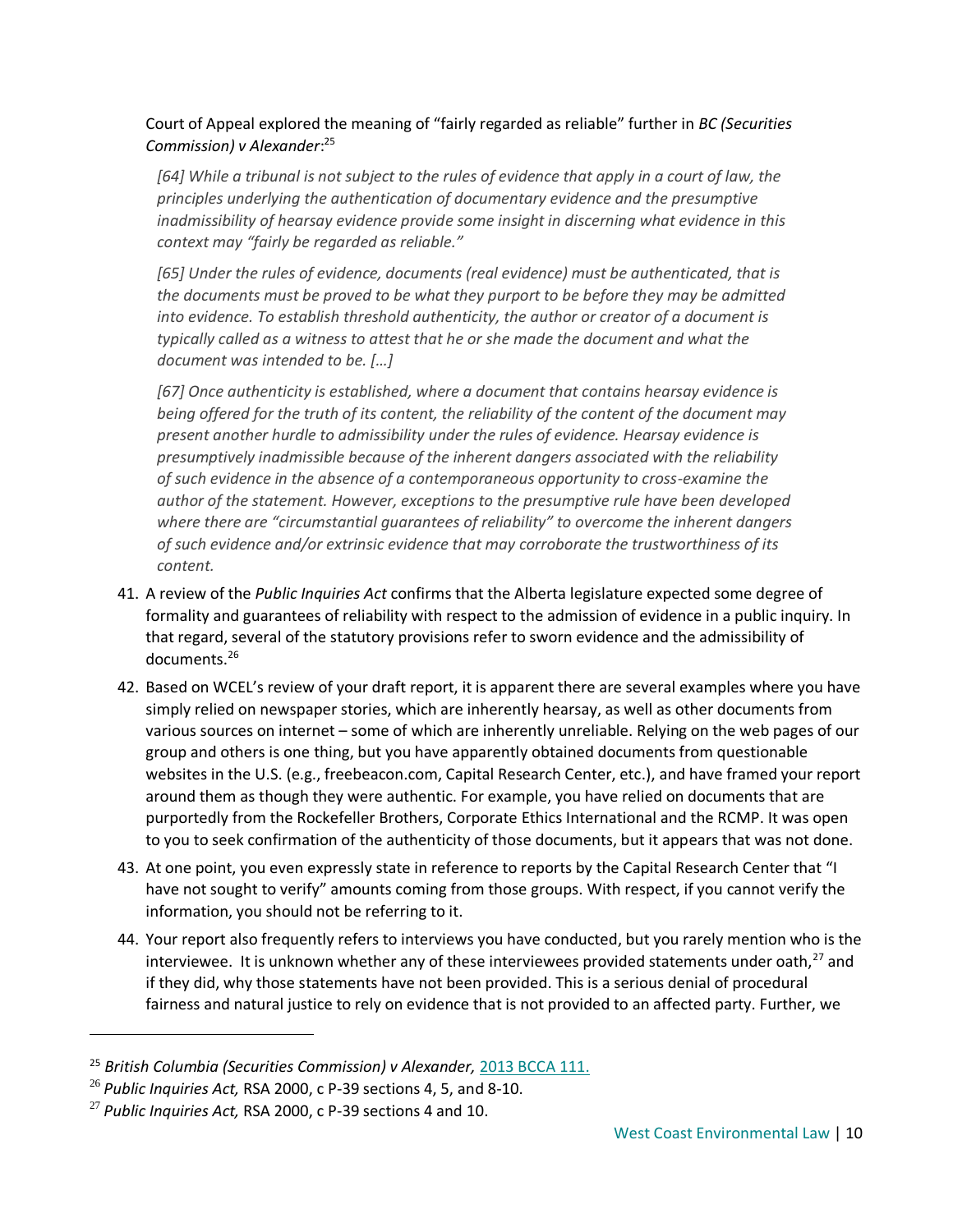Court of Appeal explored the meaning of "fairly regarded as reliable" further in *BC (Securities Commission) v Alexander*:[25]

> *[64] While a tribunal is not subject to the rules of evidence that apply in a court of law, the principles underlying the authentication of documentary evidence and the presumptive inadmissibility of hearsay evidence provide some insight in discerning what evidence in this context may "fairly be regarded as reliable."*
>
> *[65] Under the rules of evidence, documents (real evidence) must be authenticated, that is the documents must be proved to be what they purport to be before they may be admitted into evidence. To establish threshold authenticity, the author or creator of a document is typically called as a witness to attest that he or she made the document and what the document was intended to be. […]*
>
> *[67] Once authenticity is established, where a document that contains hearsay evidence is being offered for the truth of its content, the reliability of the content of the document may present another hurdle to admissibility under the rules of evidence. Hearsay evidence is presumptively inadmissible because of the inherent dangers associated with the reliability of such evidence in the absence of a contemporaneous opportunity to cross-examine the author of the statement. However, exceptions to the presumptive rule have been developed where there are "circumstantial guarantees of reliability" to overcome the inherent dangers of such evidence and/or extrinsic evidence that may corroborate the trustworthiness of its content.*

41. A review of the *Public Inquiries Act* confirms that the Alberta legislature expected some degree of formality and guarantees of reliability with respect to the admission of evidence in a public inquiry. In that regard, several of the statutory provisions refer to sworn evidence and the admissibility of documents.[26]

42. Based on WCEL's review of your draft report, it is apparent there are several examples where you have simply relied on newspaper stories, which are inherently hearsay, as well as other documents from various sources on internet – some of which are inherently unreliable. Relying on the web pages of our group and others is one thing, but you have apparently obtained documents from questionable websites in the U.S. (e.g., freebeacon.com, Capital Research Center, etc.), and have framed your report around them as though they were authentic. For example, you have relied on documents that are purportedly from the Rockefeller Brothers, Corporate Ethics International and the RCMP. It was open to you to seek confirmation of the authenticity of those documents, but it appears that was not done.

43. At one point, you even expressly state in reference to reports by the Capital Research Center that "I have not sought to verify" amounts coming from those groups. With respect, if you cannot verify the information, you should not be referring to it.

44. Your report also frequently refers to interviews you have conducted, but you rarely mention who is the interviewee. It is unknown whether any of these interviewees provided statements under oath,[27] and if they did, why those statements have not been provided. This is a serious denial of procedural fairness and natural justice to rely on evidence that is not provided to an affected party. Further, we

---

[25] *British Columbia (Securities Commission) v Alexander,* 2013 BCCA 111.

[26] *Public Inquiries Act,* RSA 2000, c P-39 sections 4, 5, and 8-10.

[27] *Public Inquiries Act,* RSA 2000, c P-39 sections 4 and 10.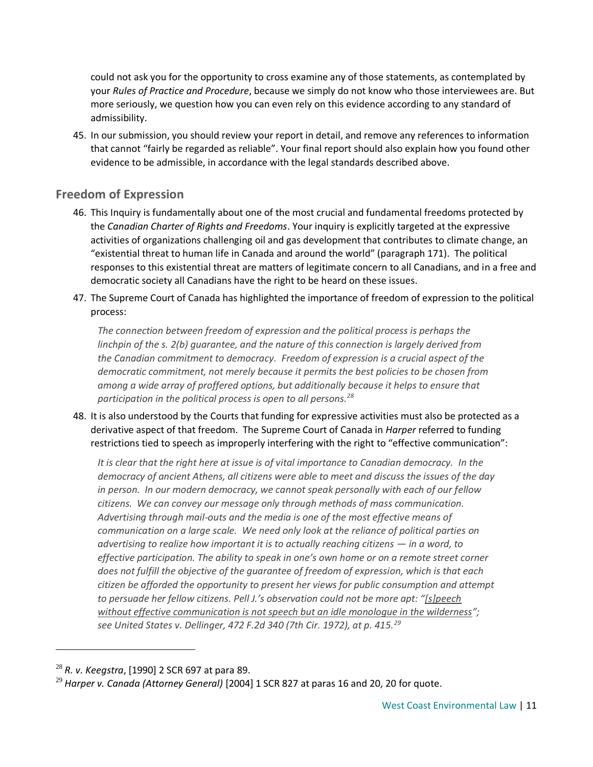could not ask you for the opportunity to cross examine any of those statements, as contemplated by your *Rules of Practice and Procedure*, because we simply do not know who those interviewees are. But more seriously, we question how you can even rely on this evidence according to any standard of admissibility.

45. In our submission, you should review your report in detail, and remove any references to information that cannot "fairly be regarded as reliable". Your final report should also explain how you found other evidence to be admissible, in accordance with the legal standards described above.

## Freedom of Expression

46. This Inquiry is fundamentally about one of the most crucial and fundamental freedoms protected by the *Canadian Charter of Rights and Freedoms*. Your inquiry is explicitly targeted at the expressive activities of organizations challenging oil and gas development that contributes to climate change, an "existential threat to human life in Canada and around the world" (paragraph 171). The political responses to this existential threat are matters of legitimate concern to all Canadians, and in a free and democratic society all Canadians have the right to be heard on these issues.

47. The Supreme Court of Canada has highlighted the importance of freedom of expression to the political process:

> *The connection between freedom of expression and the political process is perhaps the linchpin of the s. 2(b) guarantee, and the nature of this connection is largely derived from the Canadian commitment to democracy. Freedom of expression is a crucial aspect of the democratic commitment, not merely because it permits the best policies to be chosen from among a wide array of proffered options, but additionally because it helps to ensure that participation in the political process is open to all persons.*[28]

48. It is also understood by the Courts that funding for expressive activities must also be protected as a derivative aspect of that freedom. The Supreme Court of Canada in *Harper* referred to funding restrictions tied to speech as improperly interfering with the right to "effective communication":

> *It is clear that the right here at issue is of vital importance to Canadian democracy. In the democracy of ancient Athens, all citizens were able to meet and discuss the issues of the day in person. In our modern democracy, we cannot speak personally with each of our fellow citizens. We can convey our message only through methods of mass communication. Advertising through mail-outs and the media is one of the most effective means of communication on a large scale. We need only look at the reliance of political parties on advertising to realize how important it is to actually reaching citizens — in a word, to effective participation. The ability to speak in one's own home or on a remote street corner does not fulfill the objective of the guarantee of freedom of expression, which is that each citizen be afforded the opportunity to present her views for public consumption and attempt to persuade her fellow citizens. Pell J.'s observation could not be more apt: "<u>[s]peech without effective communication is not speech but an idle monologue in the wilderness</u>"; see United States v. Dellinger, 472 F.2d 340 (7th Cir. 1972), at p. 415.*[29]

---

[28] *R. v. Keegstra*, [1990] 2 SCR 697 at para 89.

[29] *Harper v. Canada (Attorney General)* [2004] 1 SCR 827 at paras 16 and 20, 20 for quote.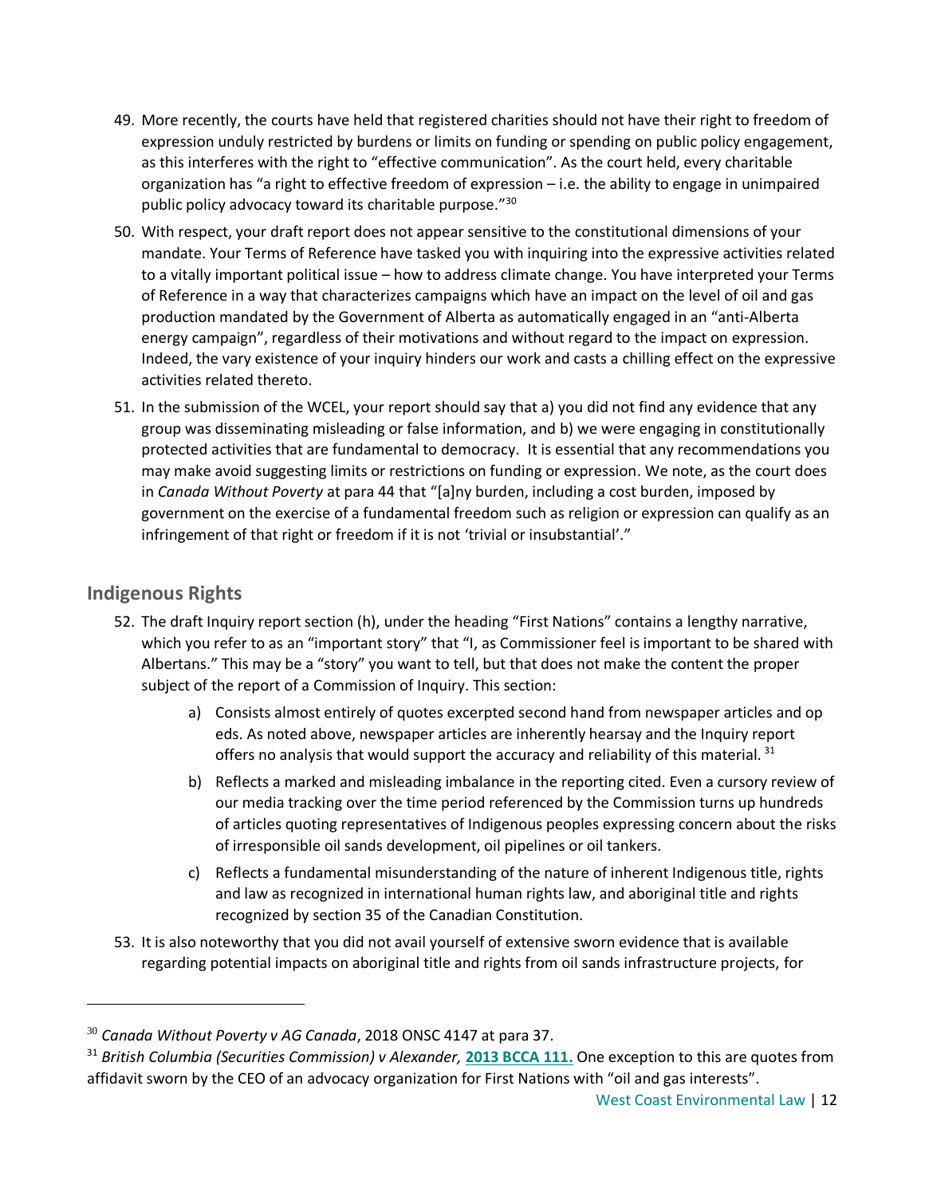49. More recently, the courts have held that registered charities should not have their right to freedom of expression unduly restricted by burdens or limits on funding or spending on public policy engagement, as this interferes with the right to "effective communication". As the court held, every charitable organization has "a right to effective freedom of expression – i.e. the ability to engage in unimpaired public policy advocacy toward its charitable purpose."[30]

50. With respect, your draft report does not appear sensitive to the constitutional dimensions of your mandate. Your Terms of Reference have tasked you with inquiring into the expressive activities related to a vitally important political issue – how to address climate change. You have interpreted your Terms of Reference in a way that characterizes campaigns which have an impact on the level of oil and gas production mandated by the Government of Alberta as automatically engaged in an "anti-Alberta energy campaign", regardless of their motivations and without regard to the impact on expression. Indeed, the vary existence of your inquiry hinders our work and casts a chilling effect on the expressive activities related thereto.

51. In the submission of the WCEL, your report should say that a) you did not find any evidence that any group was disseminating misleading or false information, and b) we were engaging in constitutionally protected activities that are fundamental to democracy. It is essential that any recommendations you may make avoid suggesting limits or restrictions on funding or expression. We note, as the court does in *Canada Without Poverty* at para 44 that "[a]ny burden, including a cost burden, imposed by government on the exercise of a fundamental freedom such as religion or expression can qualify as an infringement of that right or freedom if it is not 'trivial or insubstantial'."

## Indigenous Rights

52. The draft Inquiry report section (h), under the heading "First Nations" contains a lengthy narrative, which you refer to as an "important story" that "I, as Commissioner feel is important to be shared with Albertans." This may be a "story" you want to tell, but that does not make the content the proper subject of the report of a Commission of Inquiry. This section:

    a) Consists almost entirely of quotes excerpted second hand from newspaper articles and op eds. As noted above, newspaper articles are inherently hearsay and the Inquiry report offers no analysis that would support the accuracy and reliability of this material. [31]

    b) Reflects a marked and misleading imbalance in the reporting cited. Even a cursory review of our media tracking over the time period referenced by the Commission turns up hundreds of articles quoting representatives of Indigenous peoples expressing concern about the risks of irresponsible oil sands development, oil pipelines or oil tankers.

    c) Reflects a fundamental misunderstanding of the nature of inherent Indigenous title, rights and law as recognized in international human rights law, and aboriginal title and rights recognized by section 35 of the Canadian Constitution.

53. It is also noteworthy that you did not avail yourself of extensive sworn evidence that is available regarding potential impacts on aboriginal title and rights from oil sands infrastructure projects, for

---

[30] *Canada Without Poverty v AG Canada*, 2018 ONSC 4147 at para 37.

[31] *British Columbia (Securities Commission) v Alexander,* **2013 BCCA 111.** One exception to this are quotes from affidavit sworn by the CEO of an advocacy organization for First Nations with "oil and gas interests".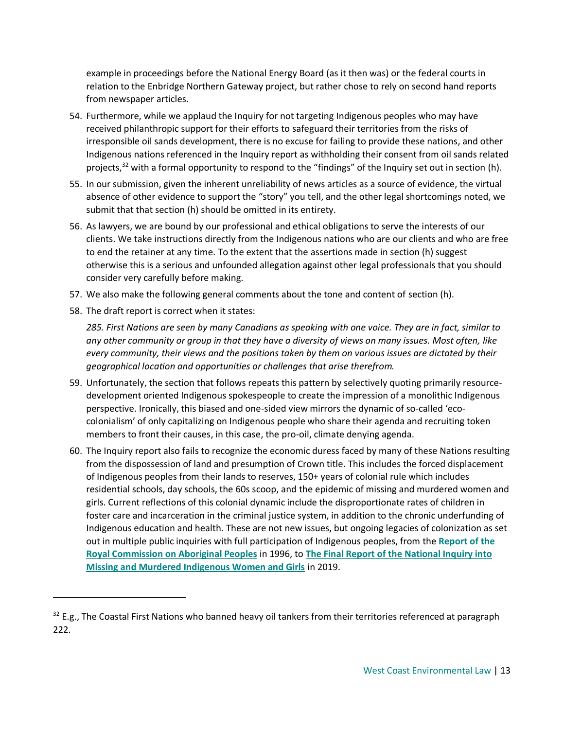example in proceedings before the National Energy Board (as it then was) or the federal courts in relation to the Enbridge Northern Gateway project, but rather chose to rely on second hand reports from newspaper articles.

54. Furthermore, while we applaud the Inquiry for not targeting Indigenous peoples who may have received philanthropic support for their efforts to safeguard their territories from the risks of irresponsible oil sands development, there is no excuse for failing to provide these nations, and other Indigenous nations referenced in the Inquiry report as withholding their consent from oil sands related projects,[32] with a formal opportunity to respond to the "findings" of the Inquiry set out in section (h).

55. In our submission, given the inherent unreliability of news articles as a source of evidence, the virtual absence of other evidence to support the "story" you tell, and the other legal shortcomings noted, we submit that that section (h) should be omitted in its entirety.

56. As lawyers, we are bound by our professional and ethical obligations to serve the interests of our clients. We take instructions directly from the Indigenous nations who are our clients and who are free to end the retainer at any time. To the extent that the assertions made in section (h) suggest otherwise this is a serious and unfounded allegation against other legal professionals that you should consider very carefully before making.

57. We also make the following general comments about the tone and content of section (h).

58. The draft report is correct when it states:

    *285. First Nations are seen by many Canadians as speaking with one voice. They are in fact, similar to any other community or group in that they have a diversity of views on many issues. Most often, like every community, their views and the positions taken by them on various issues are dictated by their geographical location and opportunities or challenges that arise therefrom.*

59. Unfortunately, the section that follows repeats this pattern by selectively quoting primarily resource-development oriented Indigenous spokespeople to create the impression of a monolithic Indigenous perspective. Ironically, this biased and one-sided view mirrors the dynamic of so-called 'eco-colonialism' of only capitalizing on Indigenous people who share their agenda and recruiting token members to front their causes, in this case, the pro-oil, climate denying agenda.

60. The Inquiry report also fails to recognize the economic duress faced by many of these Nations resulting from the dispossession of land and presumption of Crown title. This includes the forced displacement of Indigenous peoples from their lands to reserves, 150+ years of colonial rule which includes residential schools, day schools, the 60s scoop, and the epidemic of missing and murdered women and girls. Current reflections of this colonial dynamic include the disproportionate rates of children in foster care and incarceration in the criminal justice system, in addition to the chronic underfunding of Indigenous education and health. These are not new issues, but ongoing legacies of colonization as set out in multiple public inquiries with full participation of Indigenous peoples, from the **Report of the Royal Commission on Aboriginal Peoples** in 1996, to **The Final Report of the National Inquiry into Missing and Murdered Indigenous Women and Girls** in 2019.

---

[32] E.g., The Coastal First Nations who banned heavy oil tankers from their territories referenced at paragraph 222.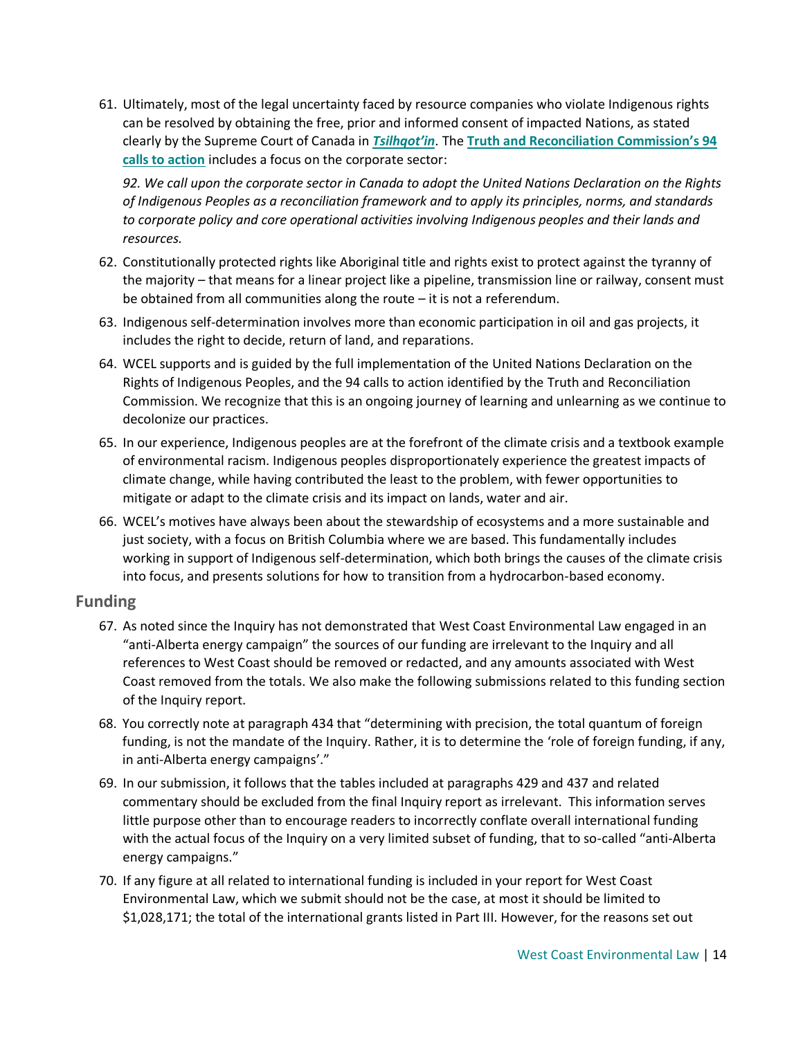61. Ultimately, most of the legal uncertainty faced by resource companies who violate Indigenous rights can be resolved by obtaining the free, prior and informed consent of impacted Nations, as stated clearly by the Supreme Court of Canada in ***Tsilhqot'in***. The **Truth and Reconciliation Commission's 94 calls to action** includes a focus on the corporate sector:

    *92. We call upon the corporate sector in Canada to adopt the United Nations Declaration on the Rights of Indigenous Peoples as a reconciliation framework and to apply its principles, norms, and standards to corporate policy and core operational activities involving Indigenous peoples and their lands and resources.*

62. Constitutionally protected rights like Aboriginal title and rights exist to protect against the tyranny of the majority – that means for a linear project like a pipeline, transmission line or railway, consent must be obtained from all communities along the route – it is not a referendum.
63. Indigenous self-determination involves more than economic participation in oil and gas projects, it includes the right to decide, return of land, and reparations.
64. WCEL supports and is guided by the full implementation of the United Nations Declaration on the Rights of Indigenous Peoples, and the 94 calls to action identified by the Truth and Reconciliation Commission. We recognize that this is an ongoing journey of learning and unlearning as we continue to decolonize our practices.
65. In our experience, Indigenous peoples are at the forefront of the climate crisis and a textbook example of environmental racism. Indigenous peoples disproportionately experience the greatest impacts of climate change, while having contributed the least to the problem, with fewer opportunities to mitigate or adapt to the climate crisis and its impact on lands, water and air.
66. WCEL's motives have always been about the stewardship of ecosystems and a more sustainable and just society, with a focus on British Columbia where we are based. This fundamentally includes working in support of Indigenous self-determination, which both brings the causes of the climate crisis into focus, and presents solutions for how to transition from a hydrocarbon-based economy.

## Funding

67. As noted since the Inquiry has not demonstrated that West Coast Environmental Law engaged in an "anti-Alberta energy campaign" the sources of our funding are irrelevant to the Inquiry and all references to West Coast should be removed or redacted, and any amounts associated with West Coast removed from the totals. We also make the following submissions related to this funding section of the Inquiry report.
68. You correctly note at paragraph 434 that "determining with precision, the total quantum of foreign funding, is not the mandate of the Inquiry. Rather, it is to determine the 'role of foreign funding, if any, in anti-Alberta energy campaigns'."
69. In our submission, it follows that the tables included at paragraphs 429 and 437 and related commentary should be excluded from the final Inquiry report as irrelevant. This information serves little purpose other than to encourage readers to incorrectly conflate overall international funding with the actual focus of the Inquiry on a very limited subset of funding, that to so-called "anti-Alberta energy campaigns."
70. If any figure at all related to international funding is included in your report for West Coast Environmental Law, which we submit should not be the case, at most it should be limited to $1,028,171; the total of the international grants listed in Part III. However, for the reasons set out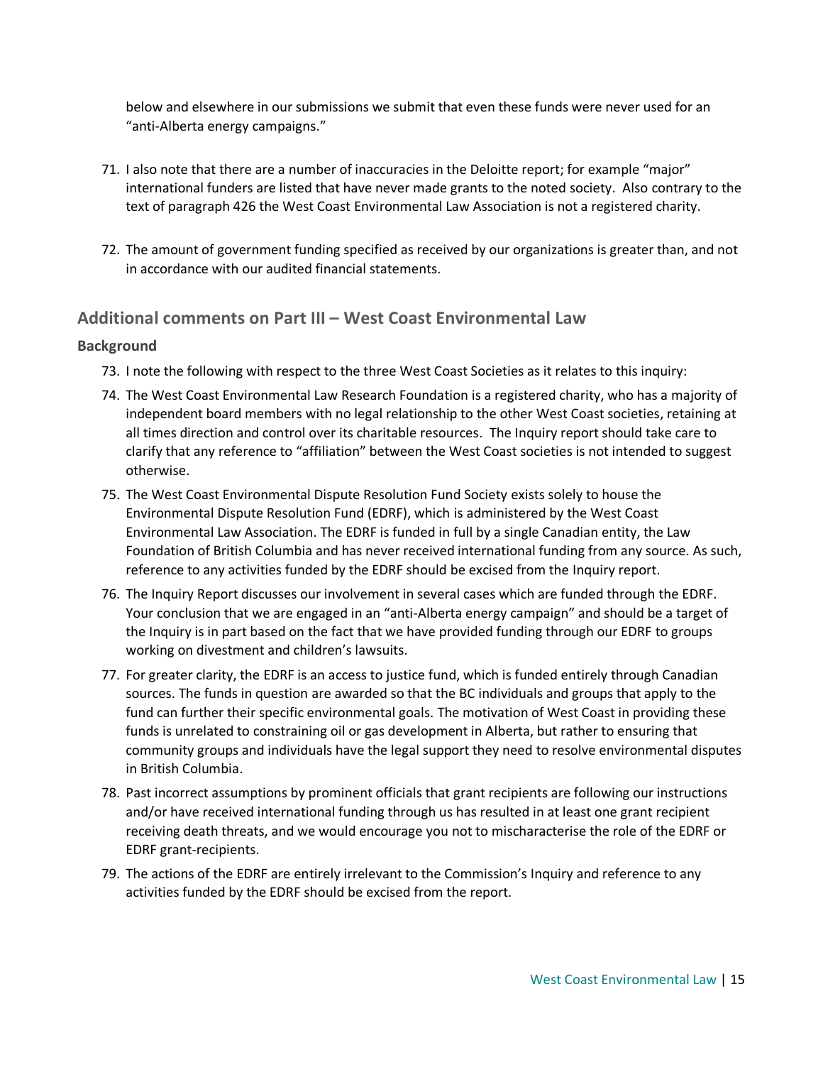below and elsewhere in our submissions we submit that even these funds were never used for an "anti-Alberta energy campaigns."

71. I also note that there are a number of inaccuracies in the Deloitte report; for example "major" international funders are listed that have never made grants to the noted society. Also contrary to the text of paragraph 426 the West Coast Environmental Law Association is not a registered charity.

72. The amount of government funding specified as received by our organizations is greater than, and not in accordance with our audited financial statements.

## Additional comments on Part III – West Coast Environmental Law

### Background

73. I note the following with respect to the three West Coast Societies as it relates to this inquiry:
74. The West Coast Environmental Law Research Foundation is a registered charity, who has a majority of independent board members with no legal relationship to the other West Coast societies, retaining at all times direction and control over its charitable resources. The Inquiry report should take care to clarify that any reference to "affiliation" between the West Coast societies is not intended to suggest otherwise.
75. The West Coast Environmental Dispute Resolution Fund Society exists solely to house the Environmental Dispute Resolution Fund (EDRF), which is administered by the West Coast Environmental Law Association. The EDRF is funded in full by a single Canadian entity, the Law Foundation of British Columbia and has never received international funding from any source. As such, reference to any activities funded by the EDRF should be excised from the Inquiry report.
76. The Inquiry Report discusses our involvement in several cases which are funded through the EDRF. Your conclusion that we are engaged in an "anti-Alberta energy campaign" and should be a target of the Inquiry is in part based on the fact that we have provided funding through our EDRF to groups working on divestment and children's lawsuits.
77. For greater clarity, the EDRF is an access to justice fund, which is funded entirely through Canadian sources. The funds in question are awarded so that the BC individuals and groups that apply to the fund can further their specific environmental goals. The motivation of West Coast in providing these funds is unrelated to constraining oil or gas development in Alberta, but rather to ensuring that community groups and individuals have the legal support they need to resolve environmental disputes in British Columbia.
78. Past incorrect assumptions by prominent officials that grant recipients are following our instructions and/or have received international funding through us has resulted in at least one grant recipient receiving death threats, and we would encourage you not to mischaracterise the role of the EDRF or EDRF grant-recipients.
79. The actions of the EDRF are entirely irrelevant to the Commission's Inquiry and reference to any activities funded by the EDRF should be excised from the report.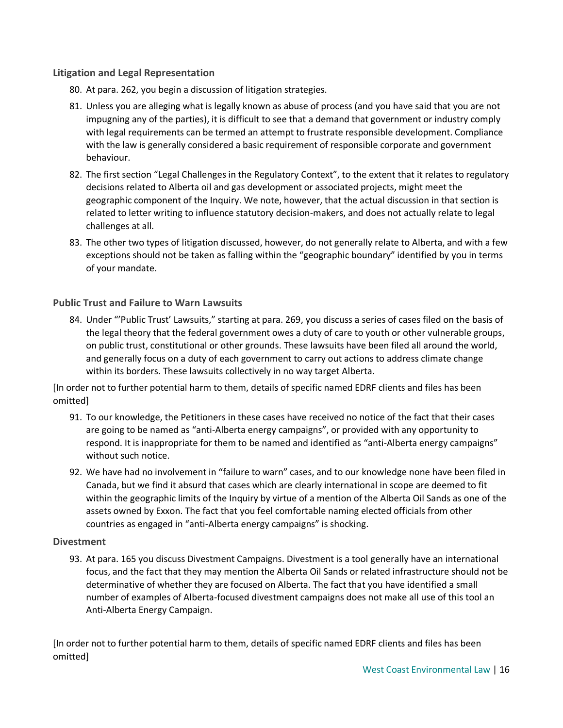### Litigation and Legal Representation

80. At para. 262, you begin a discussion of litigation strategies.
81. Unless you are alleging what is legally known as abuse of process (and you have said that you are not impugning any of the parties), it is difficult to see that a demand that government or industry comply with legal requirements can be termed an attempt to frustrate responsible development. Compliance with the law is generally considered a basic requirement of responsible corporate and government behaviour.
82. The first section "Legal Challenges in the Regulatory Context", to the extent that it relates to regulatory decisions related to Alberta oil and gas development or associated projects, might meet the geographic component of the Inquiry. We note, however, that the actual discussion in that section is related to letter writing to influence statutory decision-makers, and does not actually relate to legal challenges at all.
83. The other two types of litigation discussed, however, do not generally relate to Alberta, and with a few exceptions should not be taken as falling within the "geographic boundary" identified by you in terms of your mandate.

### Public Trust and Failure to Warn Lawsuits

84. Under "'Public Trust' Lawsuits," starting at para. 269, you discuss a series of cases filed on the basis of the legal theory that the federal government owes a duty of care to youth or other vulnerable groups, on public trust, constitutional or other grounds. These lawsuits have been filed all around the world, and generally focus on a duty of each government to carry out actions to address climate change within its borders. These lawsuits collectively in no way target Alberta.

[In order not to further potential harm to them, details of specific named EDRF clients and files has been omitted]

91. To our knowledge, the Petitioners in these cases have received no notice of the fact that their cases are going to be named as "anti-Alberta energy campaigns", or provided with any opportunity to respond. It is inappropriate for them to be named and identified as "anti-Alberta energy campaigns" without such notice.
92. We have had no involvement in "failure to warn" cases, and to our knowledge none have been filed in Canada, but we find it absurd that cases which are clearly international in scope are deemed to fit within the geographic limits of the Inquiry by virtue of a mention of the Alberta Oil Sands as one of the assets owned by Exxon. The fact that you feel comfortable naming elected officials from other countries as engaged in "anti-Alberta energy campaigns" is shocking.

### Divestment

93. At para. 165 you discuss Divestment Campaigns. Divestment is a tool generally have an international focus, and the fact that they may mention the Alberta Oil Sands or related infrastructure should not be determinative of whether they are focused on Alberta. The fact that you have identified a small number of examples of Alberta-focused divestment campaigns does not make all use of this tool an Anti-Alberta Energy Campaign.

[In order not to further potential harm to them, details of specific named EDRF clients and files has been omitted]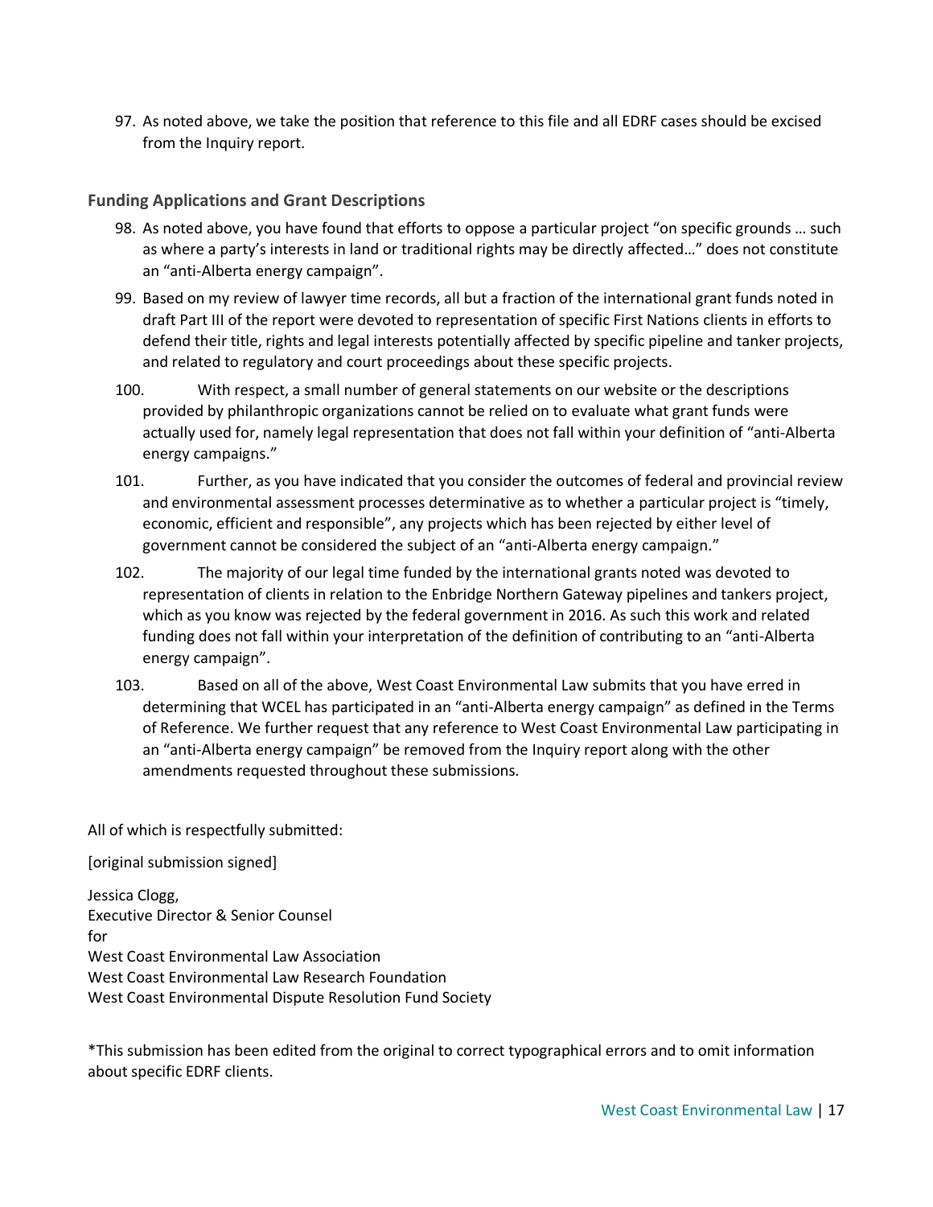97. As noted above, we take the position that reference to this file and all EDRF cases should be excised from the Inquiry report.

### Funding Applications and Grant Descriptions

98. As noted above, you have found that efforts to oppose a particular project "on specific grounds … such as where a party's interests in land or traditional rights may be directly affected…" does not constitute an "anti-Alberta energy campaign".

99. Based on my review of lawyer time records, all but a fraction of the international grant funds noted in draft Part III of the report were devoted to representation of specific First Nations clients in efforts to defend their title, rights and legal interests potentially affected by specific pipeline and tanker projects, and related to regulatory and court proceedings about these specific projects.

100. With respect, a small number of general statements on our website or the descriptions provided by philanthropic organizations cannot be relied on to evaluate what grant funds were actually used for, namely legal representation that does not fall within your definition of "anti-Alberta energy campaigns."

101. Further, as you have indicated that you consider the outcomes of federal and provincial review and environmental assessment processes determinative as to whether a particular project is "timely, economic, efficient and responsible", any projects which has been rejected by either level of government cannot be considered the subject of an "anti-Alberta energy campaign."

102. The majority of our legal time funded by the international grants noted was devoted to representation of clients in relation to the Enbridge Northern Gateway pipelines and tankers project, which as you know was rejected by the federal government in 2016. As such this work and related funding does not fall within your interpretation of the definition of contributing to an "anti-Alberta energy campaign".

103. Based on all of the above, West Coast Environmental Law submits that you have erred in determining that WCEL has participated in an "anti-Alberta energy campaign" as defined in the Terms of Reference. We further request that any reference to West Coast Environmental Law participating in an "anti-Alberta energy campaign" be removed from the Inquiry report along with the other amendments requested throughout these submissions.

All of which is respectfully submitted:

[original submission signed]

Jessica Clogg,
Executive Director & Senior Counsel
for
West Coast Environmental Law Association
West Coast Environmental Law Research Foundation
West Coast Environmental Dispute Resolution Fund Society

*This submission has been edited from the original to correct typographical errors and to omit information about specific EDRF clients.